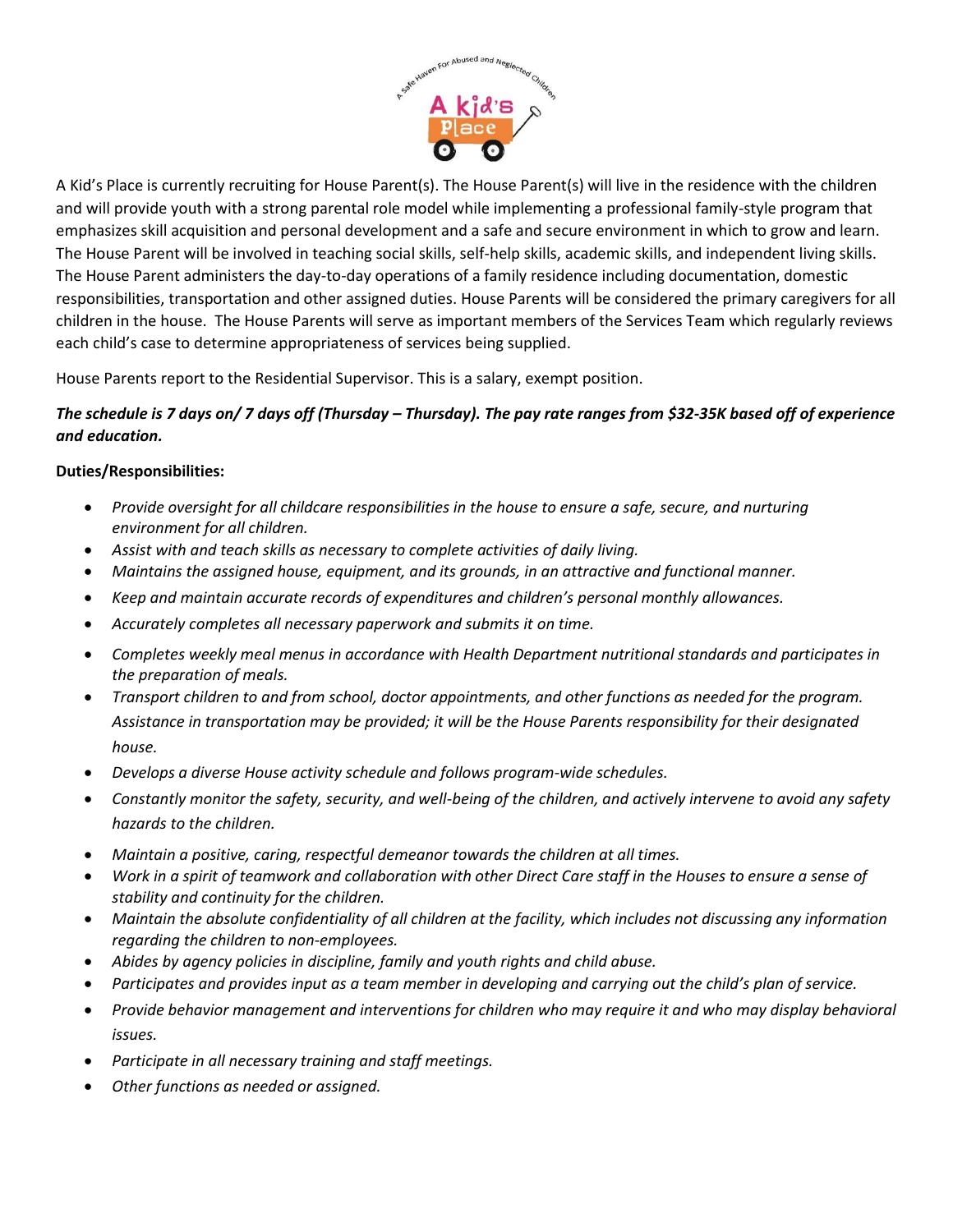A Kid's Place is currently recruiting for House Parent(s). The House Parent(s) will live in the residence with the children and will provide youth with a strong parental role model while implementing a professional family-style program that emphasizes skill acquisition and personal development and a safe and secure environment in which to grow and learn. The House Parent will be involved in teaching social skills, self-help skills, academic skills, and independent living skills. The House Parent administers the day-to-day operations of a family residence including documentation, domestic responsibilities, transportation and other assigned duties. House Parents will be considered the primary caregivers for all children in the house. The House Parents will serve as important members of the Services Team which regularly reviews each child's case to determine appropriateness of services being supplied.

House Parents report to the Residential Supervisor. This is a salary, exempt position.

***The schedule is 7 days on/ 7 days off (Thursday – Thursday). The pay rate ranges from $32-35K based off of experience and education.***

**Duties/Responsibilities:**

- *Provide oversight for all childcare responsibilities in the house to ensure a safe, secure, and nurturing environment for all children.*
- *Assist with and teach skills as necessary to complete activities of daily living.*
- *Maintains the assigned house, equipment, and its grounds, in an attractive and functional manner.*
- *Keep and maintain accurate records of expenditures and children's personal monthly allowances.*
- *Accurately completes all necessary paperwork and submits it on time.*
- *Completes weekly meal menus in accordance with Health Department nutritional standards and participates in the preparation of meals.*
- *Transport children to and from school, doctor appointments, and other functions as needed for the program. Assistance in transportation may be provided; it will be the House Parents responsibility for their designated house.*
- *Develops a diverse House activity schedule and follows program-wide schedules.*
- *Constantly monitor the safety, security, and well-being of the children, and actively intervene to avoid any safety hazards to the children.*
- *Maintain a positive, caring, respectful demeanor towards the children at all times.*
- *Work in a spirit of teamwork and collaboration with other Direct Care staff in the Houses to ensure a sense of stability and continuity for the children.*
- *Maintain the absolute confidentiality of all children at the facility, which includes not discussing any information regarding the children to non-employees.*
- *Abides by agency policies in discipline, family and youth rights and child abuse.*
- *Participates and provides input as a team member in developing and carrying out the child's plan of service.*
- *Provide behavior management and interventions for children who may require it and who may display behavioral issues.*
- *Participate in all necessary training and staff meetings.*
- *Other functions as needed or assigned.*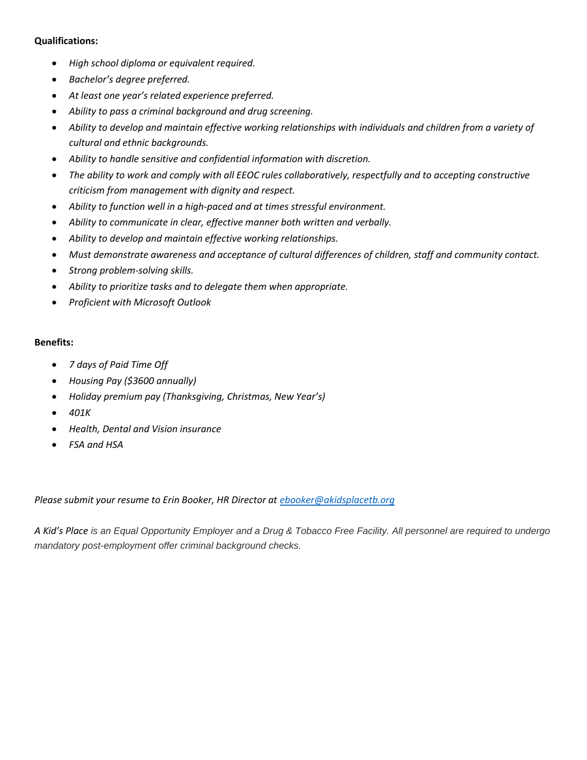**Qualifications:**

- *High school diploma or equivalent required.*
- *Bachelor's degree preferred.*
- *At least one year's related experience preferred.*
- *Ability to pass a criminal background and drug screening.*
- *Ability to develop and maintain effective working relationships with individuals and children from a variety of cultural and ethnic backgrounds.*
- *Ability to handle sensitive and confidential information with discretion.*
- *The ability to work and comply with all EEOC rules collaboratively, respectfully and to accepting constructive criticism from management with dignity and respect.*
- *Ability to function well in a high-paced and at times stressful environment.*
- *Ability to communicate in clear, effective manner both written and verbally.*
- *Ability to develop and maintain effective working relationships.*
- *Must demonstrate awareness and acceptance of cultural differences of children, staff and community contact.*
- *Strong problem-solving skills.*
- *Ability to prioritize tasks and to delegate them when appropriate.*
- *Proficient with Microsoft Outlook*

**Benefits:**

- *7 days of Paid Time Off*
- *Housing Pay ($3600 annually)*
- *Holiday premium pay (Thanksgiving, Christmas, New Year's)*
- *401K*
- *Health, Dental and Vision insurance*
- *FSA and HSA*

*Please submit your resume to Erin Booker, HR Director at [ebooker@akidsplacetb.org](mailto:ebooker@akidsplacetb.org)*

*A Kid's Place is an Equal Opportunity Employer and a Drug & Tobacco Free Facility. All personnel are required to undergo mandatory post-employment offer criminal background checks.*